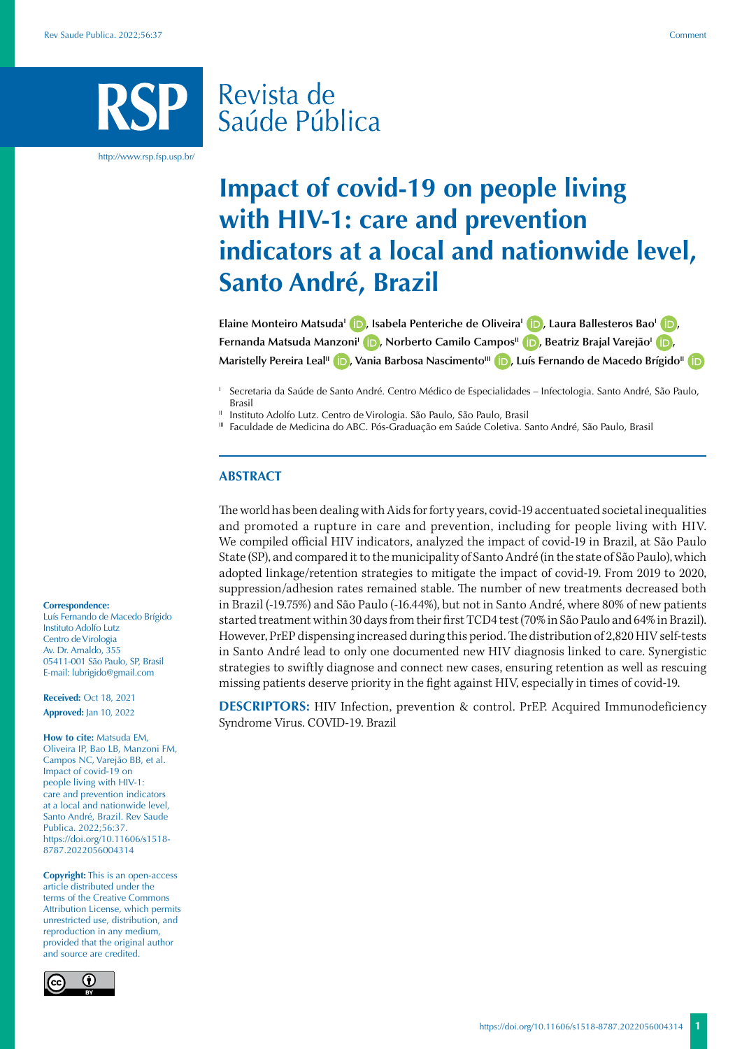# Impact of covid-19 on people living with HIV-1: care and prevention indicators at a local and nationwide level, Santo André, Brazil

Elaine Monteiro Matsuda[I], Isabela Penteriche de Oliveira[I], Laura Ballesteros Bao[I], Fernanda Matsuda Manzoni[I], Norberto Camilo Campos[II], Beatriz Brajal Varejão[I], Maristelly Pereira Leal[II], Vania Barbosa Nascimento[III], Luís Fernando de Macedo Brígido[II]

[I] Secretaria da Saúde de Santo André. Centro Médico de Especialidades – Infectologia. Santo André, São Paulo, Brasil

[II] Instituto Adolfo Lutz. Centro de Virologia. São Paulo, São Paulo, Brasil

[III] Faculdade de Medicina do ABC. Pós-Graduação em Saúde Coletiva. Santo André, São Paulo, Brasil

## ABSTRACT

The world has been dealing with Aids for forty years, covid-19 accentuated societal inequalities and promoted a rupture in care and prevention, including for people living with HIV. We compiled official HIV indicators, analyzed the impact of covid-19 in Brazil, at São Paulo State (SP), and compared it to the municipality of Santo André (in the state of São Paulo), which adopted linkage/retention strategies to mitigate the impact of covid-19. From 2019 to 2020, suppression/adhesion rates remained stable. The number of new treatments decreased both in Brazil (-19.75%) and São Paulo (-16.44%), but not in Santo André, where 80% of new patients started treatment within 30 days from their first TCD4 test (70% in São Paulo and 64% in Brazil). However, PrEP dispensing increased during this period. The distribution of 2,820 HIV self-tests in Santo André lead to only one documented new HIV diagnosis linked to care. Synergistic strategies to swiftly diagnose and connect new cases, ensuring retention as well as rescuing missing patients deserve priority in the fight against HIV, especially in times of covid-19.

**DESCRIPTORS:** HIV Infection, prevention & control. PrEP. Acquired Immunodeficiency Syndrome Virus. COVID-19. Brazil

**Correspondence:**
Luís Fernando de Macedo Brígido
Instituto Adolfo Lutz
Centro de Virologia
Av. Dr. Arnaldo, 355
05411-001 São Paulo, SP, Brasil
E-mail: lubrigido@gmail.com

**Received:** Oct 18, 2021
**Approved:** Jan 10, 2022

**How to cite:** Matsuda EM, Oliveira IP, Bao LB, Manzoni FM, Campos NC, Varejão BB, et al. Impact of covid-19 on people living with HIV-1: care and prevention indicators at a local and nationwide level, Santo André, Brazil. Rev Saude Publica. 2022;56:37. https://doi.org/10.11606/s1518-8787.2022056004314

**Copyright:** This is an open-access article distributed under the terms of the Creative Commons Attribution License, which permits unrestricted use, distribution, and reproduction in any medium, provided that the original author and source are credited.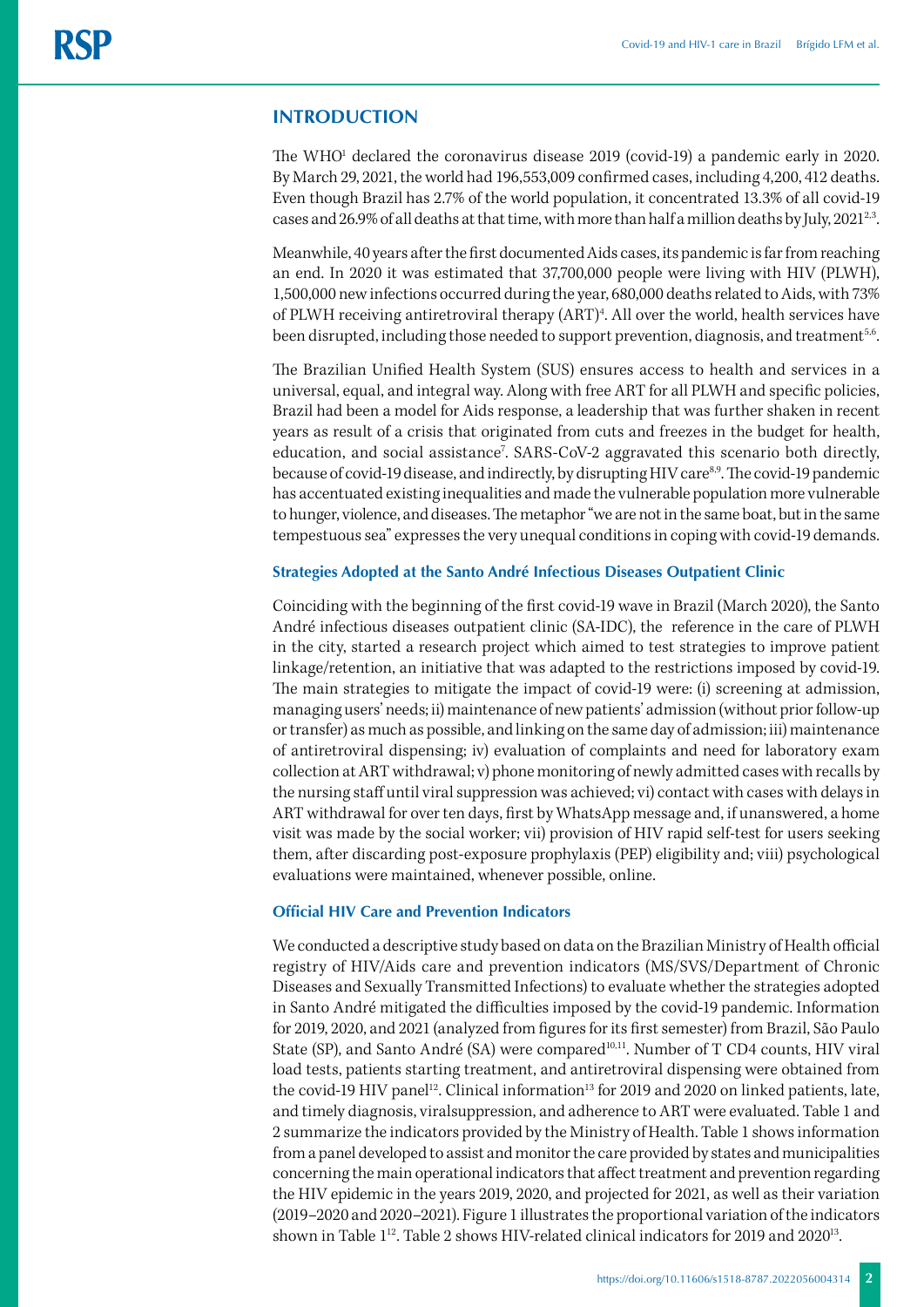## INTRODUCTION

The WHO[1] declared the coronavirus disease 2019 (covid-19) a pandemic early in 2020. By March 29, 2021, the world had 196,553,009 confirmed cases, including 4,200, 412 deaths. Even though Brazil has 2.7% of the world population, it concentrated 13.3% of all covid-19 cases and 26.9% of all deaths at that time, with more than half a million deaths by July, 2021[2,3].

Meanwhile, 40 years after the first documented Aids cases, its pandemic is far from reaching an end. In 2020 it was estimated that 37,700,000 people were living with HIV (PLWH), 1,500,000 new infections occurred during the year, 680,000 deaths related to Aids, with 73% of PLWH receiving antiretroviral therapy (ART)[4]. All over the world, health services have been disrupted, including those needed to support prevention, diagnosis, and treatment[5,6].

The Brazilian Unified Health System (SUS) ensures access to health and services in a universal, equal, and integral way. Along with free ART for all PLWH and specific policies, Brazil had been a model for Aids response, a leadership that was further shaken in recent years as result of a crisis that originated from cuts and freezes in the budget for health, education, and social assistance[7]. SARS-CoV-2 aggravated this scenario both directly, because of covid-19 disease, and indirectly, by disrupting HIV care[8,9]. The covid-19 pandemic has accentuated existing inequalities and made the vulnerable population more vulnerable to hunger, violence, and diseases. The metaphor "we are not in the same boat, but in the same tempestuous sea" expresses the very unequal conditions in coping with covid-19 demands.

### Strategies Adopted at the Santo André Infectious Diseases Outpatient Clinic

Coinciding with the beginning of the first covid-19 wave in Brazil (March 2020), the Santo André infectious diseases outpatient clinic (SA-IDC), the reference in the care of PLWH in the city, started a research project which aimed to test strategies to improve patient linkage/retention, an initiative that was adapted to the restrictions imposed by covid-19. The main strategies to mitigate the impact of covid-19 were: (i) screening at admission, managing users' needs; ii) maintenance of new patients' admission (without prior follow-up or transfer) as much as possible, and linking on the same day of admission; iii) maintenance of antiretroviral dispensing; iv) evaluation of complaints and need for laboratory exam collection at ART withdrawal; v) phone monitoring of newly admitted cases with recalls by the nursing staff until viral suppression was achieved; vi) contact with cases with delays in ART withdrawal for over ten days, first by WhatsApp message and, if unanswered, a home visit was made by the social worker; vii) provision of HIV rapid self-test for users seeking them, after discarding post-exposure prophylaxis (PEP) eligibility and; viii) psychological evaluations were maintained, whenever possible, online.

### Official HIV Care and Prevention Indicators

We conducted a descriptive study based on data on the Brazilian Ministry of Health official registry of HIV/Aids care and prevention indicators (MS/SVS/Department of Chronic Diseases and Sexually Transmitted Infections) to evaluate whether the strategies adopted in Santo André mitigated the difficulties imposed by the covid-19 pandemic. Information for 2019, 2020, and 2021 (analyzed from figures for its first semester) from Brazil, São Paulo State (SP), and Santo André (SA) were compared[10,11]. Number of T CD4 counts, HIV viral load tests, patients starting treatment, and antiretroviral dispensing were obtained from the covid-19 HIV panel[12]. Clinical information[13] for 2019 and 2020 on linked patients, late, and timely diagnosis, viralsuppression, and adherence to ART were evaluated. Table 1 and 2 summarize the indicators provided by the Ministry of Health. Table 1 shows information from a panel developed to assist and monitor the care provided by states and municipalities concerning the main operational indicators that affect treatment and prevention regarding the HIV epidemic in the years 2019, 2020, and projected for 2021, as well as their variation (2019–2020 and 2020–2021). Figure 1 illustrates the proportional variation of the indicators shown in Table 1[12]. Table 2 shows HIV-related clinical indicators for 2019 and 2020[13].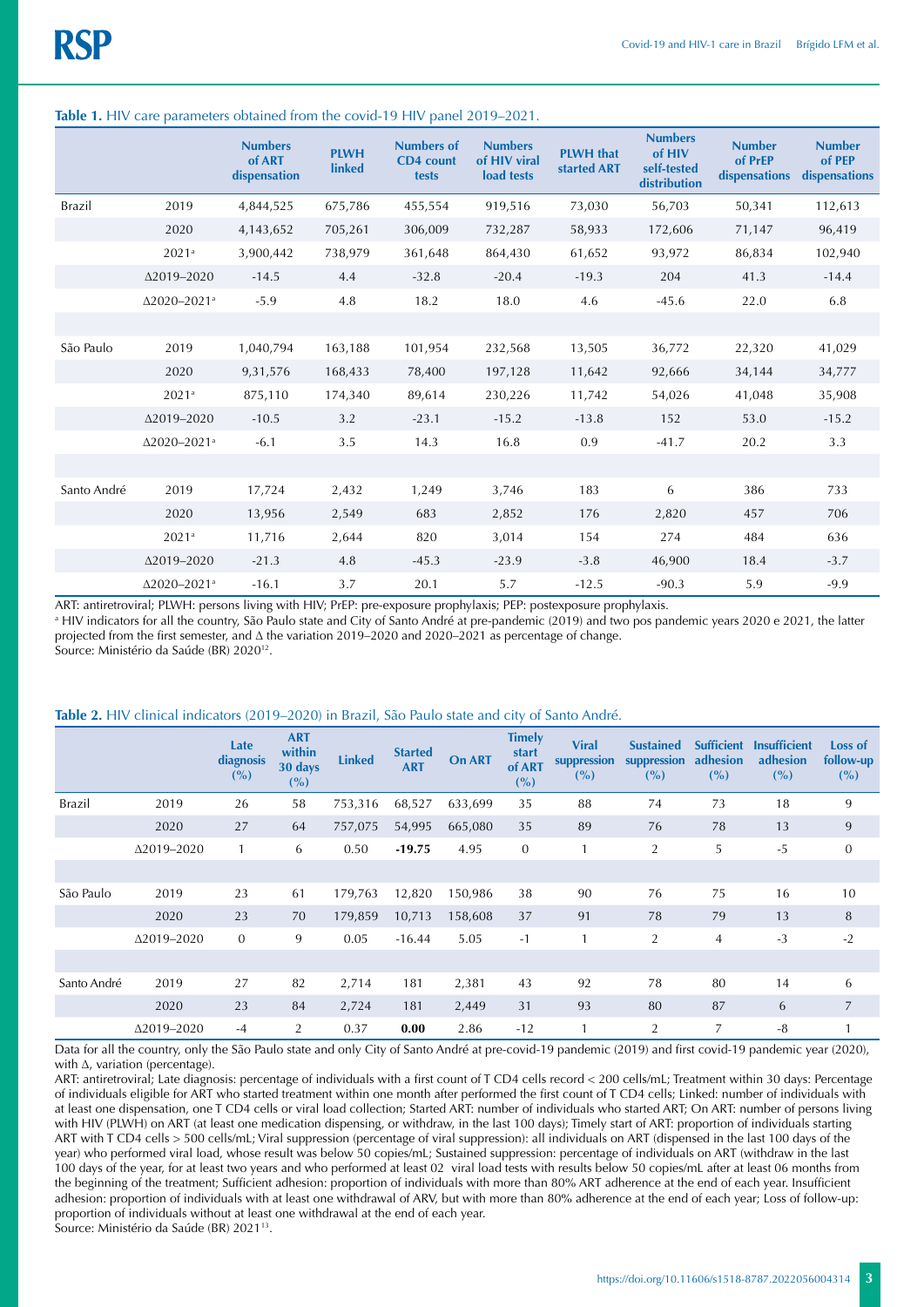**Table 1.** HIV care parameters obtained from the covid-19 HIV panel 2019–2021.

| | | Numbers of ART dispensation | PLWH linked | Numbers of CD4 count tests | Numbers of HIV viral load tests | PLWH that started ART | Numbers of HIV self-tested distribution | Number of PrEP dispensations | Number of PEP dispensations |
|---|---|---|---|---|---|---|---|---|---|
| Brazil | 2019 | 4,844,525 | 675,786 | 455,554 | 919,516 | 73,030 | 56,703 | 50,341 | 112,613 |
| | 2020 | 4,143,652 | 705,261 | 306,009 | 732,287 | 58,933 | 172,606 | 71,147 | 96,419 |
| | 2021[a] | 3,900,442 | 738,979 | 361,648 | 864,430 | 61,652 | 93,972 | 86,834 | 102,940 |
| | Δ2019–2020 | -14.5 | 4.4 | -32.8 | -20.4 | -19.3 | 204 | 41.3 | -14.4 |
| | Δ2020–2021[a] | -5.9 | 4.8 | 18.2 | 18.0 | 4.6 | -45.6 | 22.0 | 6.8 |
| | | | | | | | | | |
| São Paulo | 2019 | 1,040,794 | 163,188 | 101,954 | 232,568 | 13,505 | 36,772 | 22,320 | 41,029 |
| | 2020 | 9,31,576 | 168,433 | 78,400 | 197,128 | 11,642 | 92,666 | 34,144 | 34,777 |
| | 2021[a] | 875,110 | 174,340 | 89,614 | 230,226 | 11,742 | 54,026 | 41,048 | 35,908 |
| | Δ2019–2020 | -10.5 | 3.2 | -23.1 | -15.2 | -13.8 | 152 | 53.0 | -15.2 |
| | Δ2020–2021[a] | -6.1 | 3.5 | 14.3 | 16.8 | 0.9 | -41.7 | 20.2 | 3.3 |
| | | | | | | | | | |
| Santo André | 2019 | 17,724 | 2,432 | 1,249 | 3,746 | 183 | 6 | 386 | 733 |
| | 2020 | 13,956 | 2,549 | 683 | 2,852 | 176 | 2,820 | 457 | 706 |
| | 2021[a] | 11,716 | 2,644 | 820 | 3,014 | 154 | 274 | 484 | 636 |
| | Δ2019–2020 | -21.3 | 4.8 | -45.3 | -23.9 | -3.8 | 46,900 | 18.4 | -3.7 |
| | Δ2020–2021[a] | -16.1 | 3.7 | 20.1 | 5.7 | -12.5 | -90.3 | 5.9 | -9.9 |

ART: antiretroviral; PLWH: persons living with HIV; PrEP: pre-exposure prophylaxis; PEP: postexposure prophylaxis.

[a] HIV indicators for all the country, São Paulo state and City of Santo André at pre-pandemic (2019) and two pos pandemic years 2020 e 2021, the latter projected from the first semester, and Δ the variation 2019–2020 and 2020–2021 as percentage of change.

Source: Ministério da Saúde (BR) 2020[12].

**Table 2.** HIV clinical indicators (2019–2020) in Brazil, São Paulo state and city of Santo André.

| | | Late diagnosis (%) | ART within 30 days (%) | Linked | Started ART | On ART | Timely start of ART (%) | Viral suppression (%) | Sustained suppression (%) | Sufficient adhesion (%) | Insufficient adhesion (%) | Loss of follow-up (%) |
|---|---|---|---|---|---|---|---|---|---|---|---|---|
| Brazil | 2019 | 26 | 58 | 753,316 | 68,527 | 633,699 | 35 | 88 | 74 | 73 | 18 | 9 |
| | 2020 | 27 | 64 | 757,075 | 54,995 | 665,080 | 35 | 89 | 76 | 78 | 13 | 9 |
| | Δ2019–2020 | 1 | 6 | 0.50 | **-19.75** | 4.95 | 0 | 1 | 2 | 5 | -5 | 0 |
| | | | | | | | | | | | | |
| São Paulo | 2019 | 23 | 61 | 179,763 | 12,820 | 150,986 | 38 | 90 | 76 | 75 | 16 | 10 |
| | 2020 | 23 | 70 | 179,859 | 10,713 | 158,608 | 37 | 91 | 78 | 79 | 13 | 8 |
| | Δ2019–2020 | 0 | 9 | 0.05 | -16.44 | 5.05 | -1 | 1 | 2 | 4 | -3 | -2 |
| | | | | | | | | | | | | |
| Santo André | 2019 | 27 | 82 | 2,714 | 181 | 2,381 | 43 | 92 | 78 | 80 | 14 | 6 |
| | 2020 | 23 | 84 | 2,724 | 181 | 2,449 | 31 | 93 | 80 | 87 | 6 | 7 |
| | Δ2019–2020 | -4 | 2 | 0.37 | **0.00** | 2.86 | -12 | 1 | 2 | 7 | -8 | 1 |

Data for all the country, only the São Paulo state and only City of Santo André at pre-covid-19 pandemic (2019) and first covid-19 pandemic year (2020), with Δ, variation (percentage).

ART: antiretroviral; Late diagnosis: percentage of individuals with a first count of T CD4 cells record < 200 cells/mL; Treatment within 30 days: Percentage of individuals eligible for ART who started treatment within one month after performed the first count of T CD4 cells; Linked: number of individuals with at least one dispensation, one T CD4 cells or viral load collection; Started ART: number of individuals who started ART; On ART: number of persons living with HIV (PLWH) on ART (at least one medication dispensing, or withdraw, in the last 100 days); Timely start of ART: proportion of individuals starting ART with T CD4 cells > 500 cells/mL; Viral suppression (percentage of viral suppression): all individuals on ART (dispensed in the last 100 days of the year) who performed viral load, whose result was below 50 copies/mL; Sustained suppression: percentage of individuals on ART (withdraw in the last 100 days of the year, for at least two years and who performed at least 02 viral load tests with results below 50 copies/mL after at least 06 months from the beginning of the treatment; Sufficient adhesion: proportion of individuals with more than 80% ART adherence at the end of each year. Insufficient adhesion: proportion of individuals with at least one withdrawal of ARV, but with more than 80% adherence at the end of each year; Loss of follow-up: proportion of individuals without at least one withdrawal at the end of each year.

Source: Ministério da Saúde (BR) 2021[13].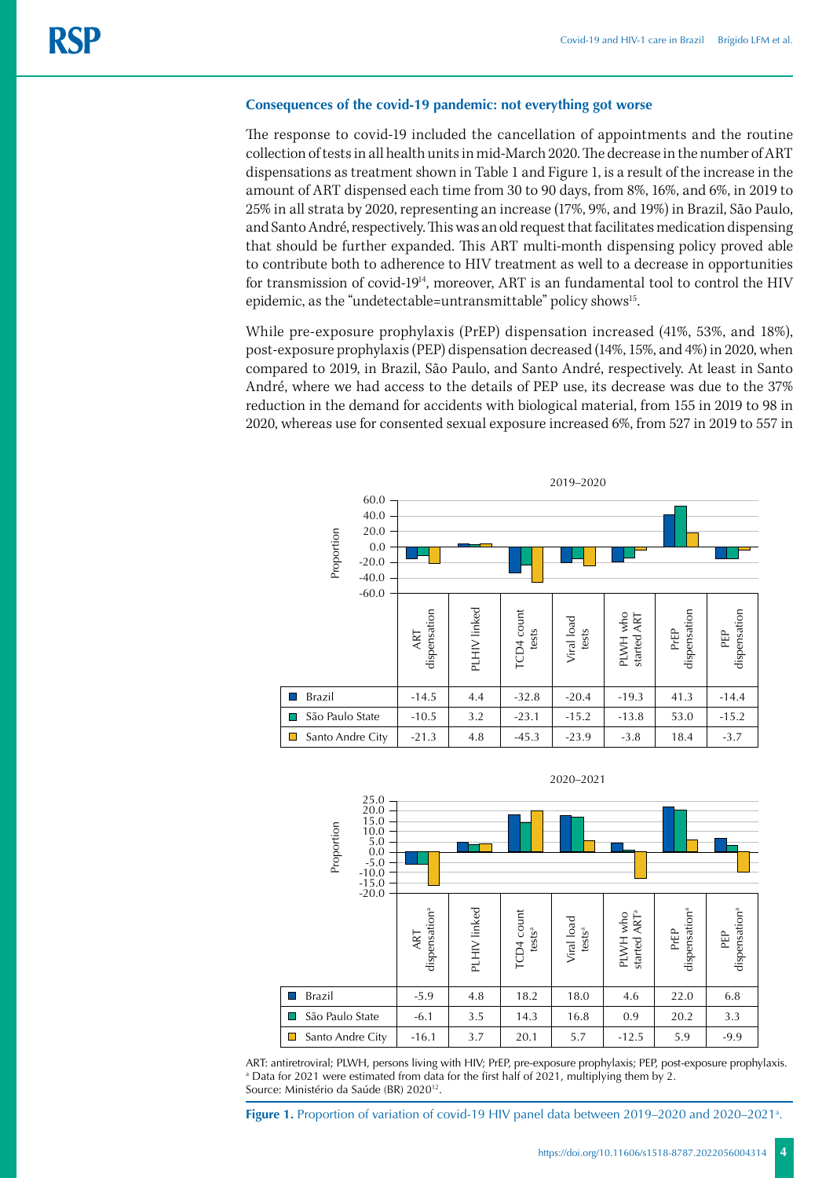### Consequences of the covid-19 pandemic: not everything got worse

The response to covid-19 included the cancellation of appointments and the routine collection of tests in all health units in mid-March 2020. The decrease in the number of ART dispensations as treatment shown in Table 1 and Figure 1, is a result of the increase in the amount of ART dispensed each time from 30 to 90 days, from 8%, 16%, and 6%, in 2019 to 25% in all strata by 2020, representing an increase (17%, 9%, and 19%) in Brazil, São Paulo, and Santo André, respectively. This was an old request that facilitates medication dispensing that should be further expanded. This ART multi-month dispensing policy proved able to contribute both to adherence to HIV treatment as well to a decrease in opportunities for transmission of covid-19[14], moreover, ART is an fundamental tool to control the HIV epidemic, as the "undetectable=untransmittable" policy shows[15].

While pre-exposure prophylaxis (PrEP) dispensation increased (41%, 53%, and 18%), post-exposure prophylaxis (PEP) dispensation decreased (14%, 15%, and 4%) in 2020, when compared to 2019, in Brazil, São Paulo, and Santo André, respectively. At least in Santo André, where we had access to the details of PEP use, its decrease was due to the 37% reduction in the demand for accidents with biological material, from 155 in 2019 to 98 in 2020, whereas use for consented sexual exposure increased 6%, from 527 in 2019 to 557 in

**2019–2020**

| | ART dispensation | PLHIV linked | TCD4 count tests | Viral load tests | PLWH who started ART | PrEP dispensation | PEP dispensation |
|---|---|---|---|---|---|---|---|
| Brazil | -14.5 | 4.4 | -32.8 | -20.4 | -19.3 | 41.3 | -14.4 |
| São Paulo State | -10.5 | 3.2 | -23.1 | -15.2 | -13.8 | 53.0 | -15.2 |
| Santo Andre City | -21.3 | 4.8 | -45.3 | -23.9 | -3.8 | 18.4 | -3.7 |

**2020–2021**

| | ART dispensation[a] | PLHIV linked | TCD4 count tests[a] | Viral load tests[a] | PLWH who started ART[a] | PrEP dispensation[a] | PEP dispensation[a] |
|---|---|---|---|---|---|---|---|
| Brazil | -5.9 | 4.8 | 18.2 | 18.0 | 4.6 | 22.0 | 6.8 |
| São Paulo State | -6.1 | 3.5 | 14.3 | 16.8 | 0.9 | 20.2 | 3.3 |
| Santo Andre City | -16.1 | 3.7 | 20.1 | 5.7 | -12.5 | 5.9 | -9.9 |

ART: antiretroviral; PLWH, persons living with HIV; PrEP, pre-exposure prophylaxis; PEP, post-exposure prophylaxis.
[a] Data for 2021 were estimated from data for the first half of 2021, multiplying them by 2.
Source: Ministério da Saúde (BR) 2020[12].

**Figure 1.** Proportion of variation of covid-19 HIV panel data between 2019–2020 and 2020–2021[a].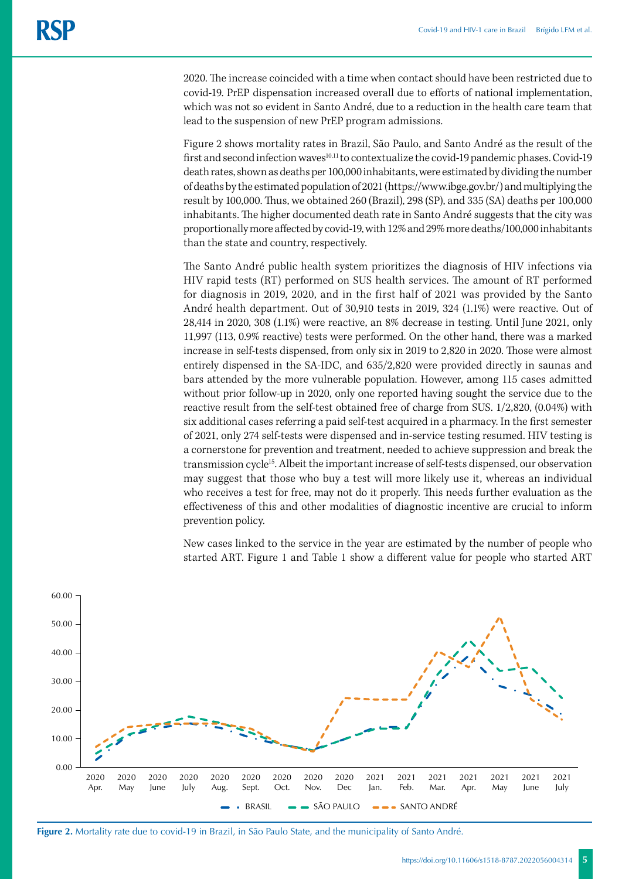2020. The increase coincided with a time when contact should have been restricted due to covid-19. PrEP dispensation increased overall due to efforts of national implementation, which was not so evident in Santo André, due to a reduction in the health care team that lead to the suspension of new PrEP program admissions.

Figure 2 shows mortality rates in Brazil, São Paulo, and Santo André as the result of the first and second infection waves[10,11] to contextualize the covid-19 pandemic phases. Covid-19 death rates, shown as deaths per 100,000 inhabitants, were estimated by dividing the number of deaths by the estimated population of 2021 (https://www.ibge.gov.br/) and multiplying the result by 100,000. Thus, we obtained 260 (Brazil), 298 (SP), and 335 (SA) deaths per 100,000 inhabitants. The higher documented death rate in Santo André suggests that the city was proportionally more affected by covid-19, with 12% and 29% more deaths/100,000 inhabitants than the state and country, respectively.

The Santo André public health system prioritizes the diagnosis of HIV infections via HIV rapid tests (RT) performed on SUS health services. The amount of RT performed for diagnosis in 2019, 2020, and in the first half of 2021 was provided by the Santo André health department. Out of 30,910 tests in 2019, 324 (1.1%) were reactive. Out of 28,414 in 2020, 308 (1.1%) were reactive, an 8% decrease in testing. Until June 2021, only 11,997 (113, 0.9% reactive) tests were performed. On the other hand, there was a marked increase in self-tests dispensed, from only six in 2019 to 2,820 in 2020. Those were almost entirely dispensed in the SA-IDC, and 635/2,820 were provided directly in saunas and bars attended by the more vulnerable population. However, among 115 cases admitted without prior follow-up in 2020, only one reported having sought the service due to the reactive result from the self-test obtained free of charge from SUS. 1/2,820, (0.04%) with six additional cases referring a paid self-test acquired in a pharmacy. In the first semester of 2021, only 274 self-tests were dispensed and in-service testing resumed. HIV testing is a cornerstone for prevention and treatment, needed to achieve suppression and break the transmission cycle[15]. Albeit the important increase of self-tests dispensed, our observation may suggest that those who buy a test will more likely use it, whereas an individual who receives a test for free, may not do it properly. This needs further evaluation as the effectiveness of this and other modalities of diagnostic incentive are crucial to inform prevention policy.

New cases linked to the service in the year are estimated by the number of people who started ART. Figure 1 and Table 1 show a different value for people who started ART

**Figure 2.** Mortality rate due to covid-19 in Brazil, in São Paulo State, and the municipality of Santo André.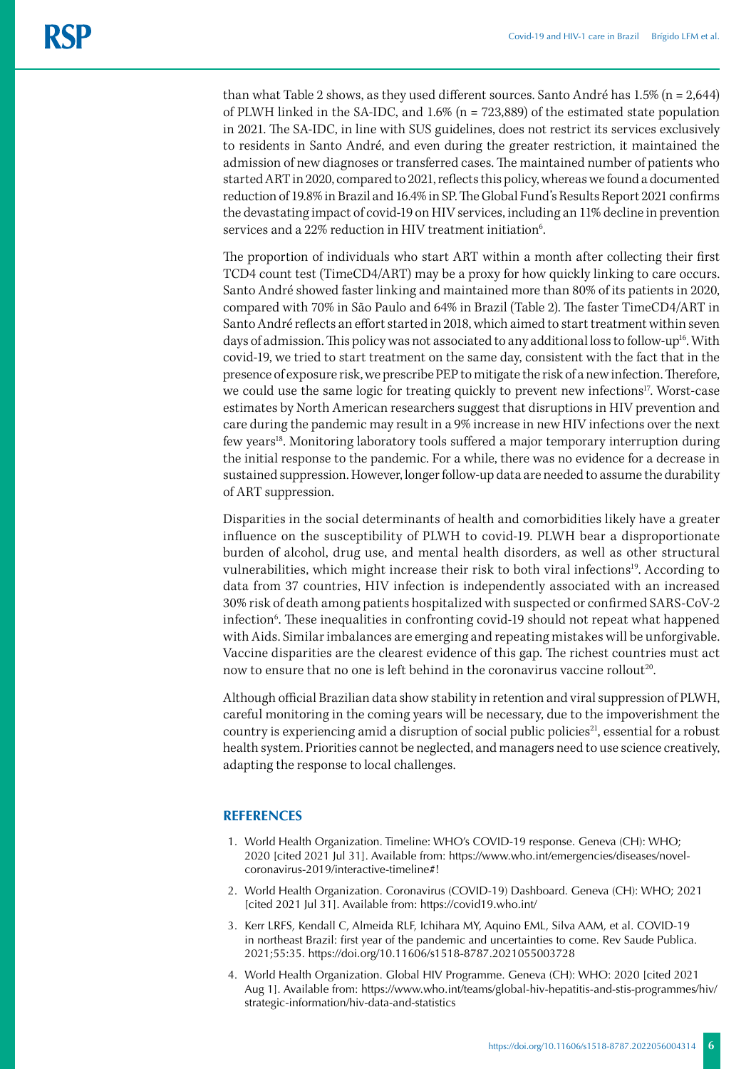than what Table 2 shows, as they used different sources. Santo André has 1.5% (n = 2,644) of PLWH linked in the SA-IDC, and 1.6% (n = 723,889) of the estimated state population in 2021. The SA-IDC, in line with SUS guidelines, does not restrict its services exclusively to residents in Santo André, and even during the greater restriction, it maintained the admission of new diagnoses or transferred cases. The maintained number of patients who started ART in 2020, compared to 2021, reflects this policy, whereas we found a documented reduction of 19.8% in Brazil and 16.4% in SP. The Global Fund's Results Report 2021 confirms the devastating impact of covid-19 on HIV services, including an 11% decline in prevention services and a 22% reduction in HIV treatment initiation[6].

The proportion of individuals who start ART within a month after collecting their first TCD4 count test (TimeCD4/ART) may be a proxy for how quickly linking to care occurs. Santo André showed faster linking and maintained more than 80% of its patients in 2020, compared with 70% in São Paulo and 64% in Brazil (Table 2). The faster TimeCD4/ART in Santo André reflects an effort started in 2018, which aimed to start treatment within seven days of admission. This policy was not associated to any additional loss to follow-up[16]. With covid-19, we tried to start treatment on the same day, consistent with the fact that in the presence of exposure risk, we prescribe PEP to mitigate the risk of a new infection. Therefore, we could use the same logic for treating quickly to prevent new infections[17]. Worst-case estimates by North American researchers suggest that disruptions in HIV prevention and care during the pandemic may result in a 9% increase in new HIV infections over the next few years[18]. Monitoring laboratory tools suffered a major temporary interruption during the initial response to the pandemic. For a while, there was no evidence for a decrease in sustained suppression. However, longer follow-up data are needed to assume the durability of ART suppression.

Disparities in the social determinants of health and comorbidities likely have a greater influence on the susceptibility of PLWH to covid-19. PLWH bear a disproportionate burden of alcohol, drug use, and mental health disorders, as well as other structural vulnerabilities, which might increase their risk to both viral infections[19]. According to data from 37 countries, HIV infection is independently associated with an increased 30% risk of death among patients hospitalized with suspected or confirmed SARS-CoV-2 infection[6]. These inequalities in confronting covid-19 should not repeat what happened with Aids. Similar imbalances are emerging and repeating mistakes will be unforgivable. Vaccine disparities are the clearest evidence of this gap. The richest countries must act now to ensure that no one is left behind in the coronavirus vaccine rollout[20].

Although official Brazilian data show stability in retention and viral suppression of PLWH, careful monitoring in the coming years will be necessary, due to the impoverishment the country is experiencing amid a disruption of social public policies[21], essential for a robust health system. Priorities cannot be neglected, and managers need to use science creatively, adapting the response to local challenges.

## REFERENCES

1. World Health Organization. Timeline: WHO's COVID-19 response. Geneva (CH): WHO; 2020 [cited 2021 Jul 31]. Available from: https://www.who.int/emergencies/diseases/novel-coronavirus-2019/interactive-timeline#!
2. World Health Organization. Coronavirus (COVID-19) Dashboard. Geneva (CH): WHO; 2021 [cited 2021 Jul 31]. Available from: https://covid19.who.int/
3. Kerr LRFS, Kendall C, Almeida RLF, Ichihara MY, Aquino EML, Silva AAM, et al. COVID-19 in northeast Brazil: first year of the pandemic and uncertainties to come. Rev Saude Publica. 2021;55:35. https://doi.org/10.11606/s1518-8787.2021055003728
4. World Health Organization. Global HIV Programme. Geneva (CH): WHO: 2020 [cited 2021 Aug 1]. Available from: https://www.who.int/teams/global-hiv-hepatitis-and-stis-programmes/hiv/strategic-information/hiv-data-and-statistics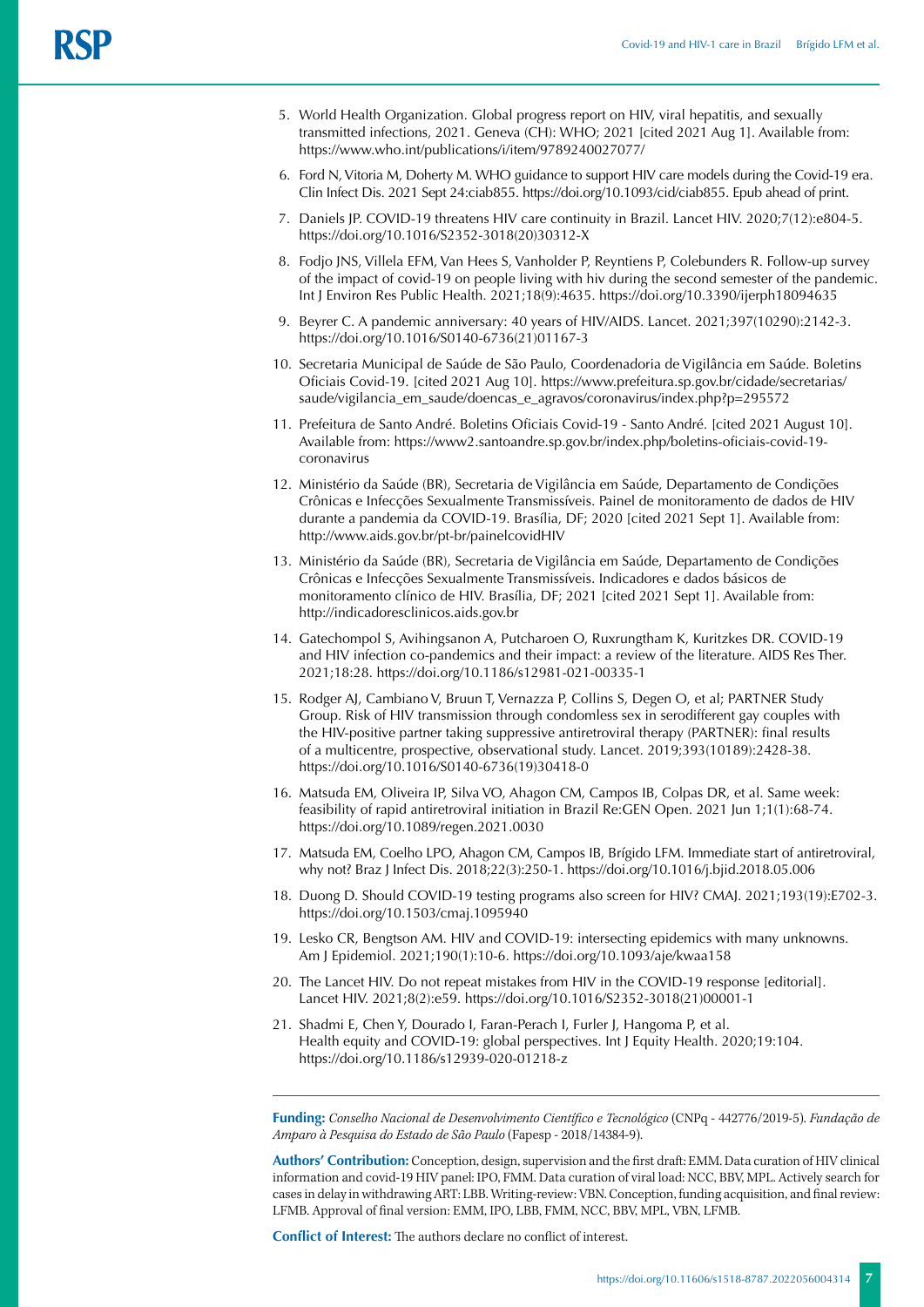5. World Health Organization. Global progress report on HIV, viral hepatitis, and sexually transmitted infections, 2021. Geneva (CH): WHO; 2021 [cited 2021 Aug 1]. Available from: https://www.who.int/publications/i/item/9789240027077/

6. Ford N, Vitoria M, Doherty M. WHO guidance to support HIV care models during the Covid-19 era. Clin Infect Dis. 2021 Sept 24:ciab855. https://doi.org/10.1093/cid/ciab855. Epub ahead of print.

7. Daniels JP. COVID-19 threatens HIV care continuity in Brazil. Lancet HIV. 2020;7(12):e804-5. https://doi.org/10.1016/S2352-3018(20)30312-X

8. Fodjo JNS, Villela EFM, Van Hees S, Vanholder P, Reyntiens P, Colebunders R. Follow-up survey of the impact of covid-19 on people living with hiv during the second semester of the pandemic. Int J Environ Res Public Health. 2021;18(9):4635. https://doi.org/10.3390/ijerph18094635

9. Beyrer C. A pandemic anniversary: 40 years of HIV/AIDS. Lancet. 2021;397(10290):2142-3. https://doi.org/10.1016/S0140-6736(21)01167-3

10. Secretaria Municipal de Saúde de São Paulo, Coordenadoria de Vigilância em Saúde. Boletins Oficiais Covid-19. [cited 2021 Aug 10]. https://www.prefeitura.sp.gov.br/cidade/secretarias/saude/vigilancia_em_saude/doencas_e_agravos/coronavirus/index.php?p=295572

11. Prefeitura de Santo André. Boletins Oficiais Covid-19 - Santo André. [cited 2021 August 10]. Available from: https://www2.santoandre.sp.gov.br/index.php/boletins-oficiais-covid-19-coronavirus

12. Ministério da Saúde (BR), Secretaria de Vigilância em Saúde, Departamento de Condições Crônicas e Infecções Sexualmente Transmissíveis. Painel de monitoramento de dados de HIV durante a pandemia da COVID-19. Brasília, DF; 2020 [cited 2021 Sept 1]. Available from: http://www.aids.gov.br/pt-br/painelcovidHIV

13. Ministério da Saúde (BR), Secretaria de Vigilância em Saúde, Departamento de Condições Crônicas e Infecções Sexualmente Transmissíveis. Indicadores e dados básicos de monitoramento clínico de HIV. Brasília, DF; 2021 [cited 2021 Sept 1]. Available from: http://indicadoresclinicos.aids.gov.br

14. Gatechompol S, Avihingsanon A, Putcharoen O, Ruxrungtham K, Kuritzkes DR. COVID-19 and HIV infection co-pandemics and their impact: a review of the literature. AIDS Res Ther. 2021;18:28. https://doi.org/10.1186/s12981-021-00335-1

15. Rodger AJ, Cambiano V, Bruun T, Vernazza P, Collins S, Degen O, et al; PARTNER Study Group. Risk of HIV transmission through condomless sex in serodifferent gay couples with the HIV-positive partner taking suppressive antiretroviral therapy (PARTNER): final results of a multicentre, prospective, observational study. Lancet. 2019;393(10189):2428-38. https://doi.org/10.1016/S0140-6736(19)30418-0

16. Matsuda EM, Oliveira IP, Silva VO, Ahagon CM, Campos IB, Colpas DR, et al. Same week: feasibility of rapid antiretroviral initiation in Brazil Re:GEN Open. 2021 Jun 1;1(1):68-74. https://doi.org/10.1089/regen.2021.0030

17. Matsuda EM, Coelho LPO, Ahagon CM, Campos IB, Brígido LFM. Immediate start of antiretroviral, why not? Braz J Infect Dis. 2018;22(3):250-1. https://doi.org/10.1016/j.bjid.2018.05.006

18. Duong D. Should COVID-19 testing programs also screen for HIV? CMAJ. 2021;193(19):E702-3. https://doi.org/10.1503/cmaj.1095940

19. Lesko CR, Bengtson AM. HIV and COVID-19: intersecting epidemics with many unknowns. Am J Epidemiol. 2021;190(1):10-6. https://doi.org/10.1093/aje/kwaa158

20. The Lancet HIV. Do not repeat mistakes from HIV in the COVID-19 response [editorial]. Lancet HIV. 2021;8(2):e59. https://doi.org/10.1016/S2352-3018(21)00001-1

21. Shadmi E, Chen Y, Dourado I, Faran-Perach I, Furler J, Hangoma P, et al. Health equity and COVID-19: global perspectives. Int J Equity Health. 2020;19:104. https://doi.org/10.1186/s12939-020-01218-z

---

**Funding:** *Conselho Nacional de Desenvolvimento Científico e Tecnológico* (CNPq - 442776/2019-5). *Fundação de Amparo à Pesquisa do Estado de São Paulo* (Fapesp - 2018/14384-9).

**Authors' Contribution:** Conception, design, supervision and the first draft: EMM. Data curation of HIV clinical information and covid-19 HIV panel: IPO, FMM. Data curation of viral load: NCC, BBV, MPL. Actively search for cases in delay in withdrawing ART: LBB. Writing-review: VBN. Conception, funding acquisition, and final review: LFMB. Approval of final version: EMM, IPO, LBB, FMM, NCC, BBV, MPL, VBN, LFMB.

**Conflict of Interest:** The authors declare no conflict of interest.